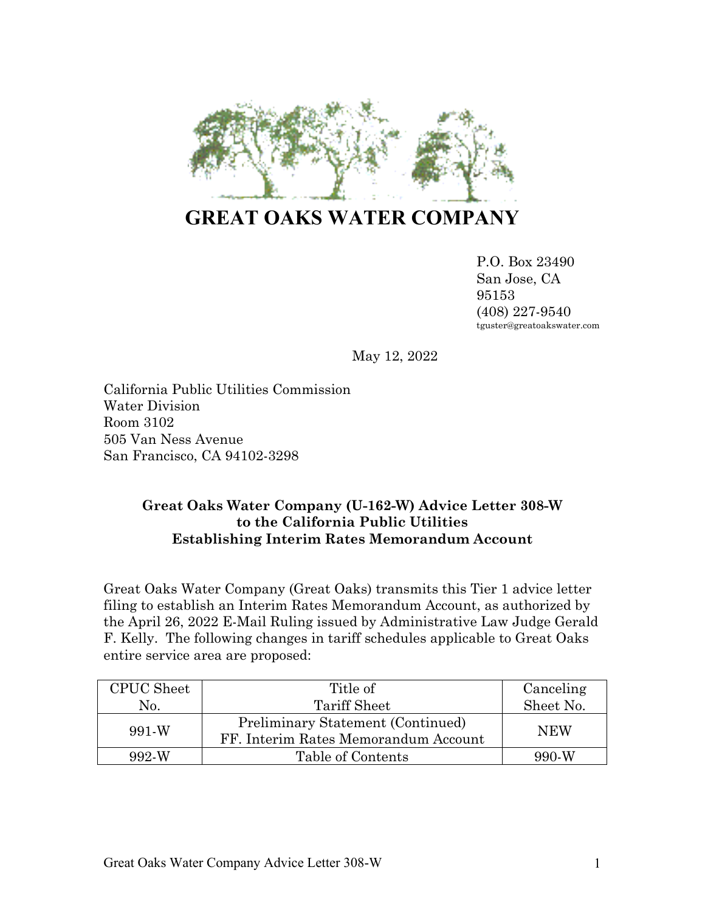# GREAT OAKS WATER COMPANY

P.O. Box 23490
San Jose, CA
95153
(408) 227-9540
tguster@greatoakswater.com

May 12, 2022

California Public Utilities Commission
Water Division
Room 3102
505 Van Ness Avenue
San Francisco, CA 94102-3298

**Great Oaks Water Company (U-162-W) Advice Letter 308-W to the California Public Utilities Establishing Interim Rates Memorandum Account**

Great Oaks Water Company (Great Oaks) transmits this Tier 1 advice letter filing to establish an Interim Rates Memorandum Account, as authorized by the April 26, 2022 E-Mail Ruling issued by Administrative Law Judge Gerald F. Kelly. The following changes in tariff schedules applicable to Great Oaks entire service area are proposed:

| CPUC Sheet No. | Title of Tariff Sheet | Canceling Sheet No. |
|---|---|---|
| 991-W | Preliminary Statement (Continued) FF. Interim Rates Memorandum Account | NEW |
| 992-W | Table of Contents | 990-W |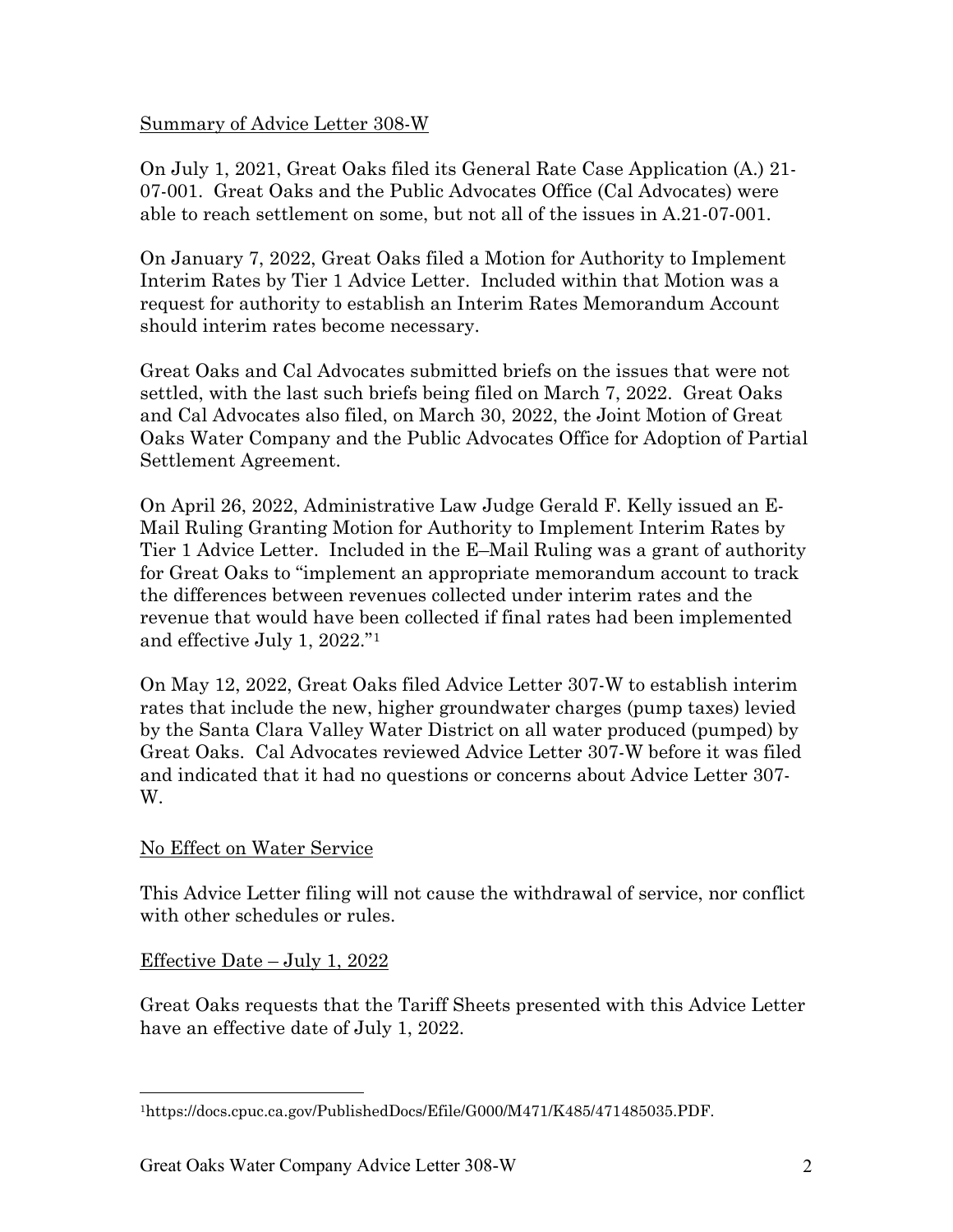Summary of Advice Letter 308-W

On July 1, 2021, Great Oaks filed its General Rate Case Application (A.) 21-07-001. Great Oaks and the Public Advocates Office (Cal Advocates) were able to reach settlement on some, but not all of the issues in A.21-07-001.

On January 7, 2022, Great Oaks filed a Motion for Authority to Implement Interim Rates by Tier 1 Advice Letter. Included within that Motion was a request for authority to establish an Interim Rates Memorandum Account should interim rates become necessary.

Great Oaks and Cal Advocates submitted briefs on the issues that were not settled, with the last such briefs being filed on March 7, 2022. Great Oaks and Cal Advocates also filed, on March 30, 2022, the Joint Motion of Great Oaks Water Company and the Public Advocates Office for Adoption of Partial Settlement Agreement.

On April 26, 2022, Administrative Law Judge Gerald F. Kelly issued an E-Mail Ruling Granting Motion for Authority to Implement Interim Rates by Tier 1 Advice Letter. Included in the E–Mail Ruling was a grant of authority for Great Oaks to "implement an appropriate memorandum account to track the differences between revenues collected under interim rates and the revenue that would have been collected if final rates had been implemented and effective July 1, 2022."[1]

On May 12, 2022, Great Oaks filed Advice Letter 307-W to establish interim rates that include the new, higher groundwater charges (pump taxes) levied by the Santa Clara Valley Water District on all water produced (pumped) by Great Oaks. Cal Advocates reviewed Advice Letter 307-W before it was filed and indicated that it had no questions or concerns about Advice Letter 307-W.

No Effect on Water Service

This Advice Letter filing will not cause the withdrawal of service, nor conflict with other schedules or rules.

Effective Date – July 1, 2022

Great Oaks requests that the Tariff Sheets presented with this Advice Letter have an effective date of July 1, 2022.

[1] https://docs.cpuc.ca.gov/PublishedDocs/Efile/G000/M471/K485/471485035.PDF.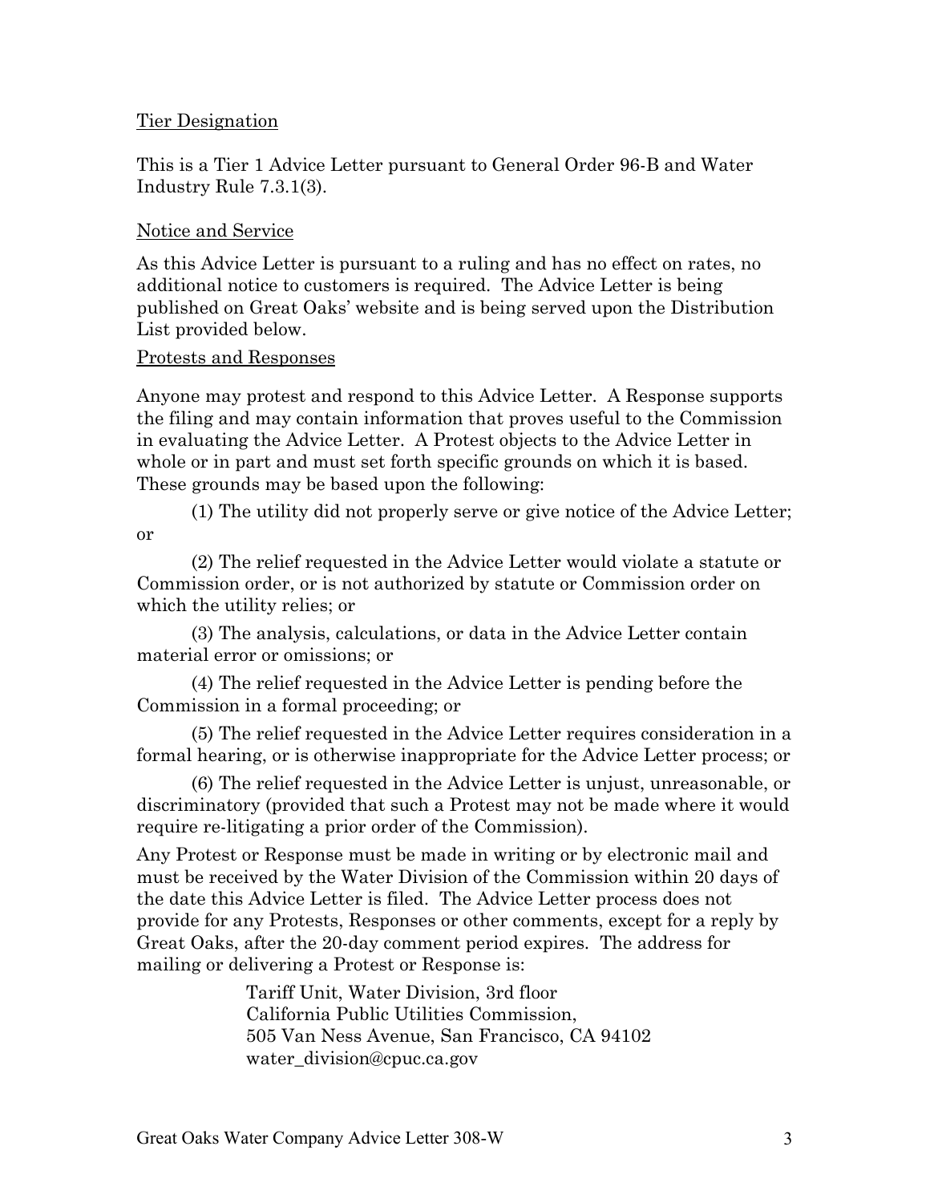## Tier Designation

This is a Tier 1 Advice Letter pursuant to General Order 96-B and Water Industry Rule 7.3.1(3).

## Notice and Service

As this Advice Letter is pursuant to a ruling and has no effect on rates, no additional notice to customers is required. The Advice Letter is being published on Great Oaks' website and is being served upon the Distribution List provided below.

## Protests and Responses

Anyone may protest and respond to this Advice Letter. A Response supports the filing and may contain information that proves useful to the Commission in evaluating the Advice Letter. A Protest objects to the Advice Letter in whole or in part and must set forth specific grounds on which it is based. These grounds may be based upon the following:

(1) The utility did not properly serve or give notice of the Advice Letter; or

(2) The relief requested in the Advice Letter would violate a statute or Commission order, or is not authorized by statute or Commission order on which the utility relies; or

(3) The analysis, calculations, or data in the Advice Letter contain material error or omissions; or

(4) The relief requested in the Advice Letter is pending before the Commission in a formal proceeding; or

(5) The relief requested in the Advice Letter requires consideration in a formal hearing, or is otherwise inappropriate for the Advice Letter process; or

(6) The relief requested in the Advice Letter is unjust, unreasonable, or discriminatory (provided that such a Protest may not be made where it would require re-litigating a prior order of the Commission).

Any Protest or Response must be made in writing or by electronic mail and must be received by the Water Division of the Commission within 20 days of the date this Advice Letter is filed. The Advice Letter process does not provide for any Protests, Responses or other comments, except for a reply by Great Oaks, after the 20-day comment period expires. The address for mailing or delivering a Protest or Response is:

Tariff Unit, Water Division, 3rd floor
California Public Utilities Commission,
505 Van Ness Avenue, San Francisco, CA 94102
water_division@cpuc.ca.gov

Great Oaks Water Company Advice Letter 308-W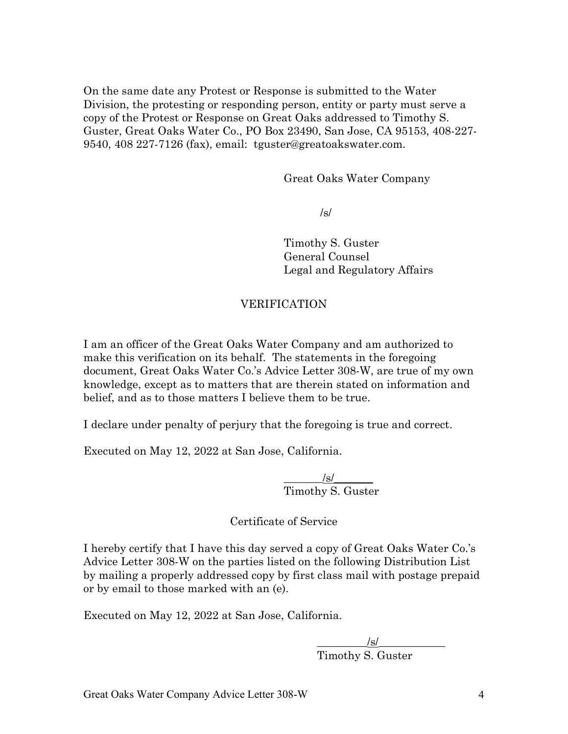On the same date any Protest or Response is submitted to the Water Division, the protesting or responding person, entity or party must serve a copy of the Protest or Response on Great Oaks addressed to Timothy S. Guster, Great Oaks Water Co., PO Box 23490, San Jose, CA 95153, 408-227-9540, 408 227-7126 (fax), email: tguster@greatoakswater.com.

Great Oaks Water Company

/s/

Timothy S. Guster
General Counsel
Legal and Regulatory Affairs

VERIFICATION

I am an officer of the Great Oaks Water Company and am authorized to make this verification on its behalf. The statements in the foregoing document, Great Oaks Water Co.'s Advice Letter 308-W, are true of my own knowledge, except as to matters that are therein stated on information and belief, and as to those matters I believe them to be true.

I declare under penalty of perjury that the foregoing is true and correct.

Executed on May 12, 2022 at San Jose, California.

_______/s/_______
Timothy S. Guster

Certificate of Service

I hereby certify that I have this day served a copy of Great Oaks Water Co.'s Advice Letter 308-W on the parties listed on the following Distribution List by mailing a properly addressed copy by first class mail with postage prepaid or by email to those marked with an (e).

Executed on May 12, 2022 at San Jose, California.

_________/s/____________
Timothy S. Guster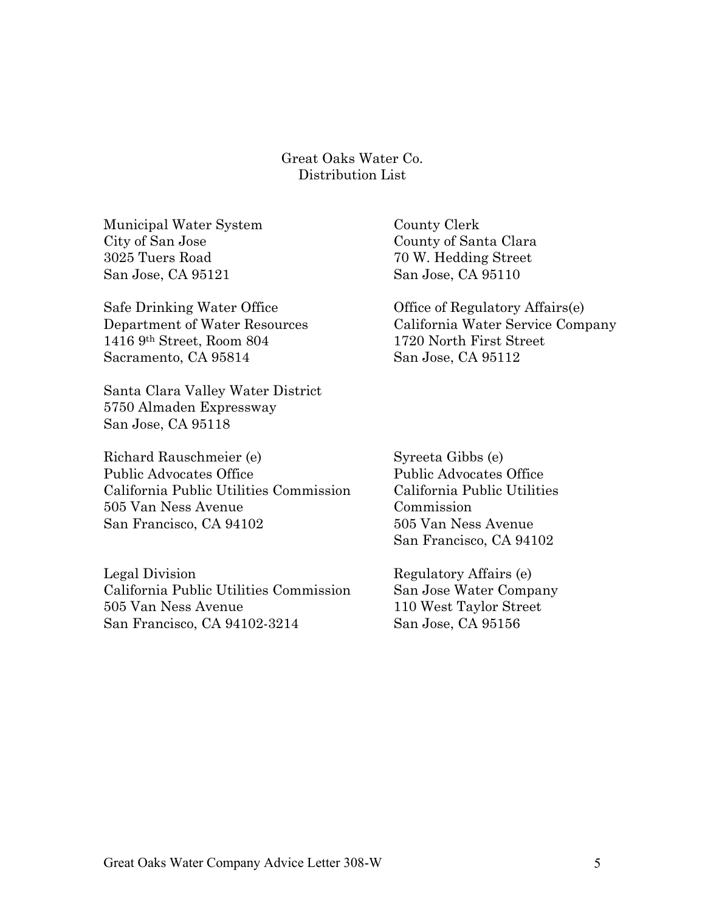Great Oaks Water Co.
Distribution List

Municipal Water System
City of San Jose
3025 Tuers Road
San Jose, CA 95121

County Clerk
County of Santa Clara
70 W. Hedding Street
San Jose, CA 95110

Safe Drinking Water Office
Department of Water Resources
1416 9th Street, Room 804
Sacramento, CA 95814

Office of Regulatory Affairs(e)
California Water Service Company
1720 North First Street
San Jose, CA 95112

Santa Clara Valley Water District
5750 Almaden Expressway
San Jose, CA 95118

Richard Rauschmeier (e)
Public Advocates Office
California Public Utilities Commission
505 Van Ness Avenue
San Francisco, CA 94102

Syreeta Gibbs (e)
Public Advocates Office
California Public Utilities Commission
505 Van Ness Avenue
San Francisco, CA 94102

Legal Division
California Public Utilities Commission
505 Van Ness Avenue
San Francisco, CA 94102-3214

Regulatory Affairs (e)
San Jose Water Company
110 West Taylor Street
San Jose, CA 95156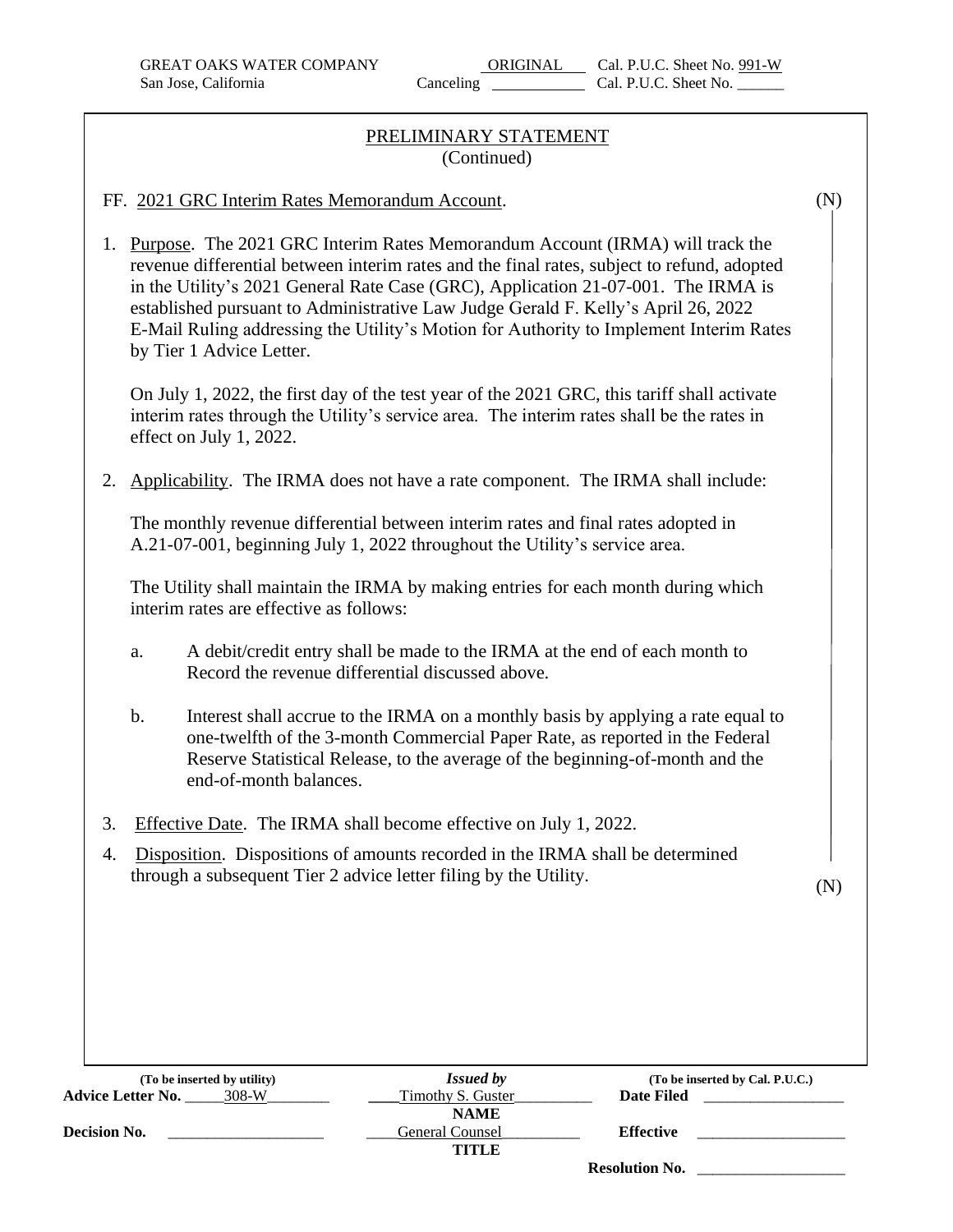GREAT OAKS WATER COMPANY — ORIGINAL — Cal. P.U.C. Sheet No. 991-W
San Jose, California — Canceling ____________ Cal. P.U.C. Sheet No. ______

PRELIMINARY STATEMENT
(Continued)

FF. 2021 GRC Interim Rates Memorandum Account. (N)

1. Purpose. The 2021 GRC Interim Rates Memorandum Account (IRMA) will track the revenue differential between interim rates and the final rates, subject to refund, adopted in the Utility's 2021 General Rate Case (GRC), Application 21-07-001. The IRMA is established pursuant to Administrative Law Judge Gerald F. Kelly's April 26, 2022 E-Mail Ruling addressing the Utility's Motion for Authority to Implement Interim Rates by Tier 1 Advice Letter.

   On July 1, 2022, the first day of the test year of the 2021 GRC, this tariff shall activate interim rates through the Utility's service area. The interim rates shall be the rates in effect on July 1, 2022.

2. Applicability. The IRMA does not have a rate component. The IRMA shall include:

   The monthly revenue differential between interim rates and final rates adopted in A.21-07-001, beginning July 1, 2022 throughout the Utility's service area.

   The Utility shall maintain the IRMA by making entries for each month during which interim rates are effective as follows:

   a. A debit/credit entry shall be made to the IRMA at the end of each month to Record the revenue differential discussed above.

   b. Interest shall accrue to the IRMA on a monthly basis by applying a rate equal to one-twelfth of the 3-month Commercial Paper Rate, as reported in the Federal Reserve Statistical Release, to the average of the beginning-of-month and the end-of-month balances.

3. Effective Date. The IRMA shall become effective on July 1, 2022.

4. Disposition. Dispositions of amounts recorded in the IRMA shall be determined through a subsequent Tier 2 advice letter filing by the Utility. (N)

| (To be inserted by utility) | *Issued by* | (To be inserted by Cal. P.U.C.) |
|---|---|---|
| **Advice Letter No.** 308-W | Timothy S. Guster | **Date Filed** ____________ |
| | **NAME** | |
| **Decision No.** ____________ | General Counsel | **Effective** ____________ |
| | **TITLE** | |
| | | **Resolution No.** ____________ |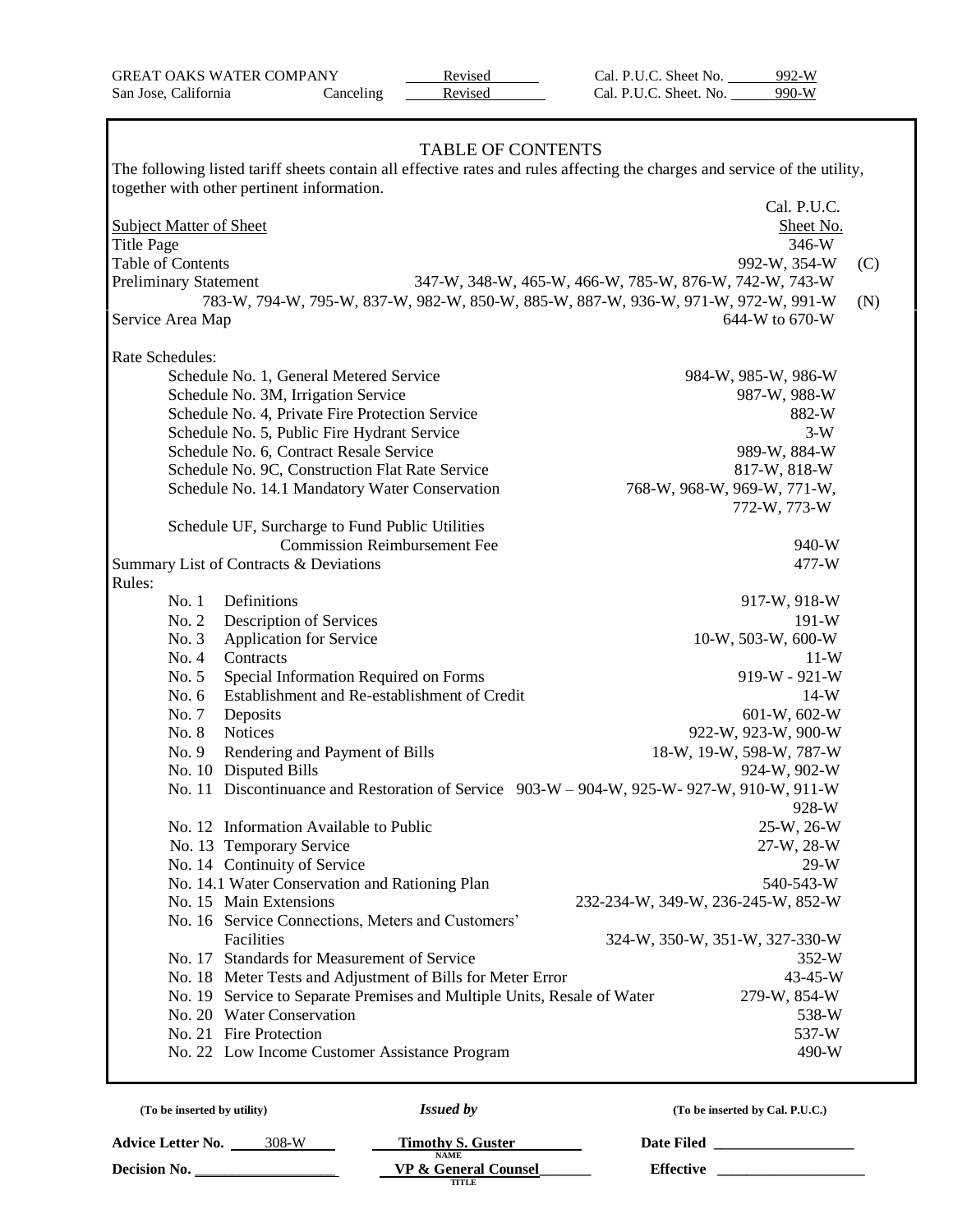| | | | |
|---|---|---|---|
| GREAT OAKS WATER COMPANY | | Revised | Cal. P.U.C. Sheet No. 992-W |
| San Jose, California | Canceling | Revised | Cal. P.U.C. Sheet. No. 990-W |

## TABLE OF CONTENTS

The following listed tariff sheets contain all effective rates and rules affecting the charges and service of the utility, together with other pertinent information.

| Subject Matter of Sheet | Cal. P.U.C. Sheet No. | |
|---|---|---|
| Title Page | 346-W | |
| Table of Contents | 992-W, 354-W | (C) |
| Preliminary Statement | 347-W, 348-W, 465-W, 466-W, 785-W, 876-W, 742-W, 743-W, 783-W, 794-W, 795-W, 837-W, 982-W, 850-W, 885-W, 887-W, 936-W, 971-W, 972-W, 991-W | (N) |
| Service Area Map | 644-W to 670-W | |
| **Rate Schedules:** | | |
| Schedule No. 1, General Metered Service | 984-W, 985-W, 986-W | |
| Schedule No. 3M, Irrigation Service | 987-W, 988-W | |
| Schedule No. 4, Private Fire Protection Service | 882-W | |
| Schedule No. 5, Public Fire Hydrant Service | 3-W | |
| Schedule No. 6, Contract Resale Service | 989-W, 884-W | |
| Schedule No. 9C, Construction Flat Rate Service | 817-W, 818-W | |
| Schedule No. 14.1 Mandatory Water Conservation | 768-W, 968-W, 969-W, 771-W, 772-W, 773-W | |
| Schedule UF, Surcharge to Fund Public Utilities Commission Reimbursement Fee | 940-W | |
| Summary List of Contracts & Deviations | 477-W | |
| **Rules:** | | |
| No. 1 Definitions | 917-W, 918-W | |
| No. 2 Description of Services | 191-W | |
| No. 3 Application for Service | 10-W, 503-W, 600-W | |
| No. 4 Contracts | 11-W | |
| No. 5 Special Information Required on Forms | 919-W - 921-W | |
| No. 6 Establishment and Re-establishment of Credit | 14-W | |
| No. 7 Deposits | 601-W, 602-W | |
| No. 8 Notices | 922-W, 923-W, 900-W | |
| No. 9 Rendering and Payment of Bills | 18-W, 19-W, 598-W, 787-W | |
| No. 10 Disputed Bills | 924-W, 902-W | |
| No. 11 Discontinuance and Restoration of Service | 903-W – 904-W, 925-W- 927-W, 910-W, 911-W 928-W | |
| No. 12 Information Available to Public | 25-W, 26-W | |
| No. 13 Temporary Service | 27-W, 28-W | |
| No. 14 Continuity of Service | 29-W | |
| No. 14.1 Water Conservation and Rationing Plan | 540-543-W | |
| No. 15 Main Extensions | 232-234-W, 349-W, 236-245-W, 852-W | |
| No. 16 Service Connections, Meters and Customers' Facilities | 324-W, 350-W, 351-W, 327-330-W | |
| No. 17 Standards for Measurement of Service | 352-W | |
| No. 18 Meter Tests and Adjustment of Bills for Meter Error | 43-45-W | |
| No. 19 Service to Separate Premises and Multiple Units, Resale of Water | 279-W, 854-W | |
| No. 20 Water Conservation | 538-W | |
| No. 21 Fire Protection | 537-W | |
| No. 22 Low Income Customer Assistance Program | 490-W | |

| (To be inserted by utility) | *Issued by* | (To be inserted by Cal. P.U.C.) |
|---|---|---|
| **Advice Letter No.** 308-W | **Timothy S. Guster** (NAME) | **Date Filed** ________ |
| **Decision No.** ________ | **VP & General Counsel** (TITLE) | **Effective** ________ |